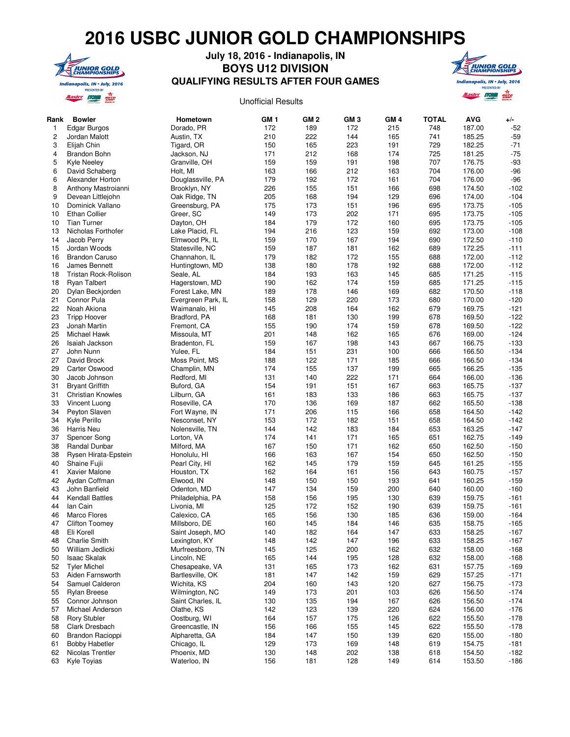# 2016 USBC JUNIOR GOLD CHAMPIONSHIPS

## July 18, 2016 - Indianapolis, IN
## BOYS U12 DIVISION
## QUALIFYING RESULTS AFTER FOUR GAMES

Unofficial Results

| Rank | Bowler | Hometown | GM 1 | GM 2 | GM 3 | GM 4 | TOTAL | AVG | +/- |
|---|---|---|---|---|---|---|---|---|---|
| 1 | Edgar Burgos | Dorado, PR | 172 | 189 | 172 | 215 | 748 | 187.00 | -52 |
| 2 | Jordan Malott | Austin, TX | 210 | 222 | 144 | 165 | 741 | 185.25 | -59 |
| 3 | Elijah Chin | Tigard, OR | 150 | 165 | 223 | 191 | 729 | 182.25 | -71 |
| 4 | Brandon Bohn | Jackson, NJ | 171 | 212 | 168 | 174 | 725 | 181.25 | -75 |
| 5 | Kyle Neeley | Granville, OH | 159 | 159 | 191 | 198 | 707 | 176.75 | -93 |
| 6 | David Schaberg | Holt, MI | 163 | 166 | 212 | 163 | 704 | 176.00 | -96 |
| 6 | Alexander Horton | Douglassville, PA | 179 | 192 | 172 | 161 | 704 | 176.00 | -96 |
| 8 | Anthony Mastroianni | Brooklyn, NY | 226 | 155 | 151 | 166 | 698 | 174.50 | -102 |
| 9 | Devean Littlejohn | Oak Ridge, TN | 205 | 168 | 194 | 129 | 696 | 174.00 | -104 |
| 10 | Dominick Vallano | Greensburg, PA | 175 | 173 | 151 | 196 | 695 | 173.75 | -105 |
| 10 | Ethan Collier | Greer, SC | 149 | 173 | 202 | 171 | 695 | 173.75 | -105 |
| 10 | Tian Turner | Dayton, OH | 184 | 179 | 172 | 160 | 695 | 173.75 | -105 |
| 13 | Nicholas Forthofer | Lake Placid, FL | 194 | 216 | 123 | 159 | 692 | 173.00 | -108 |
| 14 | Jacob Perry | Elmwood Pk, IL | 159 | 170 | 167 | 194 | 690 | 172.50 | -110 |
| 15 | Jordan Woods | Statesville, NC | 159 | 187 | 181 | 162 | 689 | 172.25 | -111 |
| 16 | Brandon Caruso | Channahon, IL | 179 | 182 | 172 | 155 | 688 | 172.00 | -112 |
| 16 | James Bennett | Huntingtown, MD | 138 | 180 | 178 | 192 | 688 | 172.00 | -112 |
| 18 | Tristan Rock-Rolison | Seale, AL | 184 | 193 | 163 | 145 | 685 | 171.25 | -115 |
| 18 | Ryan Talbert | Hagerstown, MD | 190 | 162 | 174 | 159 | 685 | 171.25 | -115 |
| 20 | Dylan Beckjorden | Forest Lake, MN | 189 | 178 | 146 | 169 | 682 | 170.50 | -118 |
| 21 | Connor Pula | Evergreen Park, IL | 158 | 129 | 220 | 173 | 680 | 170.00 | -120 |
| 22 | Noah Akiona | Waimanalo, HI | 145 | 208 | 164 | 162 | 679 | 169.75 | -121 |
| 23 | Tripp Hoover | Bradford, PA | 168 | 181 | 130 | 199 | 678 | 169.50 | -122 |
| 23 | Jonah Martin | Fremont, CA | 155 | 190 | 174 | 159 | 678 | 169.50 | -122 |
| 25 | Michael Hawk | Missoula, MT | 201 | 148 | 162 | 165 | 676 | 169.00 | -124 |
| 26 | Isaiah Jackson | Bradenton, FL | 159 | 167 | 198 | 143 | 667 | 166.75 | -133 |
| 27 | John Nunn | Yulee, FL | 184 | 151 | 231 | 100 | 666 | 166.50 | -134 |
| 27 | David Brock | Moss Point, MS | 188 | 122 | 171 | 185 | 666 | 166.50 | -134 |
| 29 | Carter Oswood | Champlin, MN | 174 | 155 | 137 | 199 | 665 | 166.25 | -135 |
| 30 | Jacob Johnson | Redford, MI | 131 | 140 | 222 | 171 | 664 | 166.00 | -136 |
| 31 | Bryant Griffith | Buford, GA | 154 | 191 | 151 | 167 | 663 | 165.75 | -137 |
| 31 | Christian Knowles | Lilburn, GA | 161 | 183 | 133 | 186 | 663 | 165.75 | -137 |
| 33 | Vincent Luong | Roseville, CA | 170 | 136 | 169 | 187 | 662 | 165.50 | -138 |
| 34 | Peyton Slaven | Fort Wayne, IN | 171 | 206 | 115 | 166 | 658 | 164.50 | -142 |
| 34 | Kyle Perillo | Nesconset, NY | 153 | 172 | 182 | 151 | 658 | 164.50 | -142 |
| 36 | Harris Neu | Nolensville, TN | 144 | 142 | 183 | 184 | 653 | 163.25 | -147 |
| 37 | Spencer Song | Lorton, VA | 174 | 141 | 171 | 165 | 651 | 162.75 | -149 |
| 38 | Randal Dunbar | Milford, MA | 167 | 150 | 171 | 162 | 650 | 162.50 | -150 |
| 38 | Rysen Hirata-Epstein | Honolulu, HI | 166 | 163 | 167 | 154 | 650 | 162.50 | -150 |
| 40 | Shaine Fujii | Pearl City, HI | 162 | 145 | 179 | 159 | 645 | 161.25 | -155 |
| 41 | Xavier Malone | Houston, TX | 162 | 164 | 161 | 156 | 643 | 160.75 | -157 |
| 42 | Aydan Coffman | Elwood, IN | 148 | 150 | 150 | 193 | 641 | 160.25 | -159 |
| 43 | John Banfield | Odenton, MD | 147 | 134 | 159 | 200 | 640 | 160.00 | -160 |
| 44 | Kendall Battles | Philadelphia, PA | 158 | 156 | 195 | 130 | 639 | 159.75 | -161 |
| 44 | Ian Cain | Livonia, MI | 125 | 172 | 152 | 190 | 639 | 159.75 | -161 |
| 46 | Marco Flores | Calexico, CA | 165 | 156 | 130 | 185 | 636 | 159.00 | -164 |
| 47 | Clifton Toomey | Millsboro, DE | 160 | 145 | 184 | 146 | 635 | 158.75 | -165 |
| 48 | Eli Korell | Saint Joseph, MO | 140 | 182 | 164 | 147 | 633 | 158.25 | -167 |
| 48 | Charlie Smith | Lexington, KY | 148 | 142 | 147 | 196 | 633 | 158.25 | -167 |
| 50 | William Jedlicki | Murfreesboro, TN | 145 | 125 | 200 | 162 | 632 | 158.00 | -168 |
| 50 | Isaac Skalak | Lincoln, NE | 165 | 144 | 195 | 128 | 632 | 158.00 | -168 |
| 52 | Tyler Michel | Chesapeake, VA | 131 | 165 | 173 | 162 | 631 | 157.75 | -169 |
| 53 | Aiden Farnsworth | Bartlesville, OK | 181 | 147 | 142 | 159 | 629 | 157.25 | -171 |
| 54 | Samuel Calderon | Wichita, KS | 204 | 160 | 143 | 120 | 627 | 156.75 | -173 |
| 55 | Rylan Breese | Wilmington, NC | 149 | 173 | 201 | 103 | 626 | 156.50 | -174 |
| 55 | Connor Johnson | Saint Charles, IL | 130 | 135 | 194 | 167 | 626 | 156.50 | -174 |
| 57 | Michael Anderson | Olathe, KS | 142 | 123 | 139 | 220 | 624 | 156.00 | -176 |
| 58 | Rory Stubler | Oostburg, WI | 164 | 157 | 175 | 126 | 622 | 155.50 | -178 |
| 58 | Clark Dresbach | Greencastle, IN | 156 | 166 | 155 | 145 | 622 | 155.50 | -178 |
| 60 | Brandon Racioppi | Alpharetta, GA | 184 | 147 | 150 | 139 | 620 | 155.00 | -180 |
| 61 | Bobby Habetler | Chicago, IL | 129 | 173 | 169 | 148 | 619 | 154.75 | -181 |
| 62 | Nicolas Trentler | Phoenix, MD | 130 | 148 | 202 | 138 | 618 | 154.50 | -182 |
| 63 | Kyle Toyias | Waterloo, IN | 156 | 181 | 128 | 149 | 614 | 153.50 | -186 |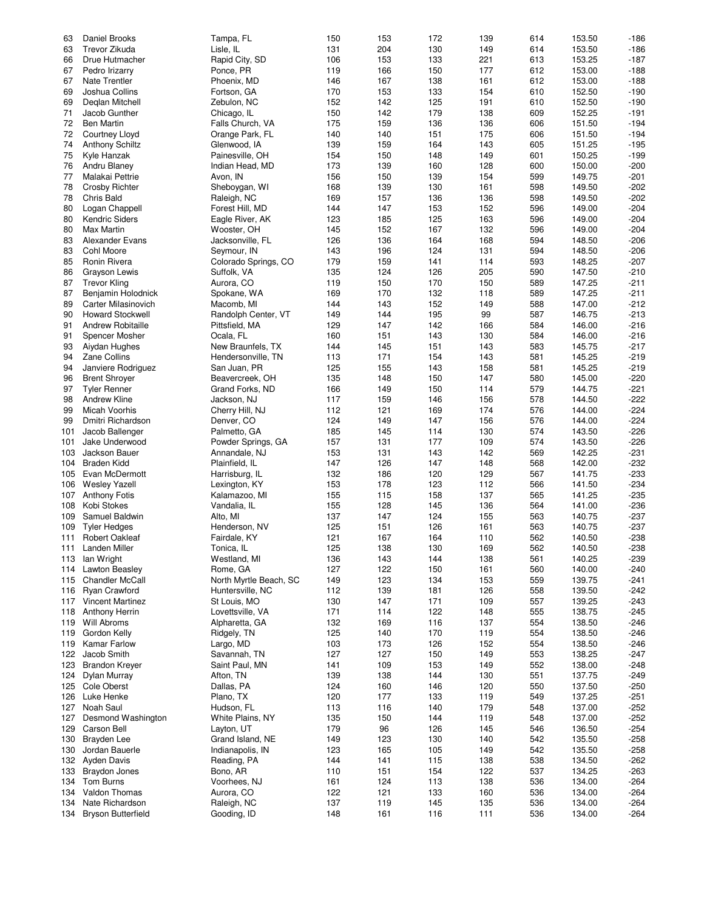| | | | | | | | | | |
|---|---|---|---|---|---|---|---|---|---|
| 63 | Daniel Brooks | Tampa, FL | 150 | 153 | 172 | 139 | 614 | 153.50 | -186 |
| 63 | Trevor Zikuda | Lisle, IL | 131 | 204 | 130 | 149 | 614 | 153.50 | -186 |
| 66 | Drue Hutmacher | Rapid City, SD | 106 | 153 | 133 | 221 | 613 | 153.25 | -187 |
| 67 | Pedro Irizarry | Ponce, PR | 119 | 166 | 150 | 177 | 612 | 153.00 | -188 |
| 67 | Nate Trentler | Phoenix, MD | 146 | 167 | 138 | 161 | 612 | 153.00 | -188 |
| 69 | Joshua Collins | Fortson, GA | 170 | 153 | 133 | 154 | 610 | 152.50 | -190 |
| 69 | Deqlan Mitchell | Zebulon, NC | 152 | 142 | 125 | 191 | 610 | 152.50 | -190 |
| 71 | Jacob Gunther | Chicago, IL | 150 | 142 | 179 | 138 | 609 | 152.25 | -191 |
| 72 | Ben Martin | Falls Church, VA | 175 | 159 | 136 | 136 | 606 | 151.50 | -194 |
| 72 | Courtney Lloyd | Orange Park, FL | 140 | 140 | 151 | 175 | 606 | 151.50 | -194 |
| 74 | Anthony Schiltz | Glenwood, IA | 139 | 159 | 164 | 143 | 605 | 151.25 | -195 |
| 75 | Kyle Hanzak | Painesville, OH | 154 | 150 | 148 | 149 | 601 | 150.25 | -199 |
| 76 | Andru Blaney | Indian Head, MD | 173 | 139 | 160 | 128 | 600 | 150.00 | -200 |
| 77 | Malakai Pettrie | Avon, IN | 156 | 150 | 139 | 154 | 599 | 149.75 | -201 |
| 78 | Crosby Richter | Sheboygan, WI | 168 | 139 | 130 | 161 | 598 | 149.50 | -202 |
| 78 | Chris Bald | Raleigh, NC | 169 | 157 | 136 | 136 | 598 | 149.50 | -202 |
| 80 | Logan Chappell | Forest Hill, MD | 144 | 147 | 153 | 152 | 596 | 149.00 | -204 |
| 80 | Kendric Siders | Eagle River, AK | 123 | 185 | 125 | 163 | 596 | 149.00 | -204 |
| 80 | Max Martin | Wooster, OH | 145 | 152 | 167 | 132 | 596 | 149.00 | -204 |
| 83 | Alexander Evans | Jacksonville, FL | 126 | 136 | 164 | 168 | 594 | 148.50 | -206 |
| 83 | Cohl Moore | Seymour, IN | 143 | 196 | 124 | 131 | 594 | 148.50 | -206 |
| 85 | Ronin Rivera | Colorado Springs, CO | 179 | 159 | 141 | 114 | 593 | 148.25 | -207 |
| 86 | Grayson Lewis | Suffolk, VA | 135 | 124 | 126 | 205 | 590 | 147.50 | -210 |
| 87 | Trevor Kling | Aurora, CO | 119 | 150 | 170 | 150 | 589 | 147.25 | -211 |
| 87 | Benjamin Holodnick | Spokane, WA | 169 | 170 | 132 | 118 | 589 | 147.25 | -211 |
| 89 | Carter Milasinovich | Macomb, MI | 144 | 143 | 152 | 149 | 588 | 147.00 | -212 |
| 90 | Howard Stockwell | Randolph Center, VT | 149 | 144 | 195 | 99 | 587 | 146.75 | -213 |
| 91 | Andrew Robitaille | Pittsfield, MA | 129 | 147 | 142 | 166 | 584 | 146.00 | -216 |
| 91 | Spencer Mosher | Ocala, FL | 160 | 151 | 143 | 130 | 584 | 146.00 | -216 |
| 93 | Aiydan Hughes | New Braunfels, TX | 144 | 145 | 151 | 143 | 583 | 145.75 | -217 |
| 94 | Zane Collins | Hendersonville, TN | 113 | 171 | 154 | 143 | 581 | 145.25 | -219 |
| 94 | Janviere Rodriguez | San Juan, PR | 125 | 155 | 143 | 158 | 581 | 145.25 | -219 |
| 96 | Brent Shroyer | Beavercreek, OH | 135 | 148 | 150 | 147 | 580 | 145.00 | -220 |
| 97 | Tyler Renner | Grand Forks, ND | 166 | 149 | 150 | 114 | 579 | 144.75 | -221 |
| 98 | Andrew Kline | Jackson, NJ | 117 | 159 | 146 | 156 | 578 | 144.50 | -222 |
| 99 | Micah Voorhis | Cherry Hill, NJ | 112 | 121 | 169 | 174 | 576 | 144.00 | -224 |
| 99 | Dmitri Richardson | Denver, CO | 124 | 149 | 147 | 156 | 576 | 144.00 | -224 |
| 101 | Jacob Ballenger | Palmetto, GA | 185 | 145 | 114 | 130 | 574 | 143.50 | -226 |
| 101 | Jake Underwood | Powder Springs, GA | 157 | 131 | 177 | 109 | 574 | 143.50 | -226 |
| 103 | Jackson Bauer | Annandale, NJ | 153 | 131 | 143 | 142 | 569 | 142.25 | -231 |
| 104 | Braden Kidd | Plainfield, IL | 147 | 126 | 147 | 148 | 568 | 142.00 | -232 |
| 105 | Evan McDermott | Harrisburg, IL | 132 | 186 | 120 | 129 | 567 | 141.75 | -233 |
| 106 | Wesley Yazell | Lexington, KY | 153 | 178 | 123 | 112 | 566 | 141.50 | -234 |
| 107 | Anthony Fotis | Kalamazoo, MI | 155 | 115 | 158 | 137 | 565 | 141.25 | -235 |
| 108 | Kobi Stokes | Vandalia, IL | 155 | 128 | 145 | 136 | 564 | 141.00 | -236 |
| 109 | Samuel Baldwin | Alto, MI | 137 | 147 | 124 | 155 | 563 | 140.75 | -237 |
| 109 | Tyler Hedges | Henderson, NV | 125 | 151 | 126 | 161 | 563 | 140.75 | -237 |
| 111 | Robert Oakleaf | Fairdale, KY | 121 | 167 | 164 | 110 | 562 | 140.50 | -238 |
| 111 | Landen Miller | Tonica, IL | 125 | 138 | 130 | 169 | 562 | 140.50 | -238 |
| 113 | Ian Wright | Westland, MI | 136 | 143 | 144 | 138 | 561 | 140.25 | -239 |
| 114 | Lawton Beasley | Rome, GA | 127 | 122 | 150 | 161 | 560 | 140.00 | -240 |
| 115 | Chandler McCall | North Myrtle Beach, SC | 149 | 123 | 134 | 153 | 559 | 139.75 | -241 |
| 116 | Ryan Crawford | Huntersville, NC | 112 | 139 | 181 | 126 | 558 | 139.50 | -242 |
| 117 | Vincent Martinez | St Louis, MO | 130 | 147 | 171 | 109 | 557 | 139.25 | -243 |
| 118 | Anthony Herrin | Lovettsville, VA | 171 | 114 | 122 | 148 | 555 | 138.75 | -245 |
| 119 | Will Abroms | Alpharetta, GA | 132 | 169 | 116 | 137 | 554 | 138.50 | -246 |
| 119 | Gordon Kelly | Ridgely, TN | 125 | 140 | 170 | 119 | 554 | 138.50 | -246 |
| 119 | Kamar Farlow | Largo, MD | 103 | 173 | 126 | 152 | 554 | 138.50 | -246 |
| 122 | Jacob Smith | Savannah, TN | 127 | 127 | 150 | 149 | 553 | 138.25 | -247 |
| 123 | Brandon Kreyer | Saint Paul, MN | 141 | 109 | 153 | 149 | 552 | 138.00 | -248 |
| 124 | Dylan Murray | Afton, TN | 139 | 138 | 144 | 130 | 551 | 137.75 | -249 |
| 125 | Cole Oberst | Dallas, PA | 124 | 160 | 146 | 120 | 550 | 137.50 | -250 |
| 126 | Luke Henke | Plano, TX | 120 | 177 | 133 | 119 | 549 | 137.25 | -251 |
| 127 | Noah Saul | Hudson, FL | 113 | 116 | 140 | 179 | 548 | 137.00 | -252 |
| 127 | Desmond Washington | White Plains, NY | 135 | 150 | 144 | 119 | 548 | 137.00 | -252 |
| 129 | Carson Bell | Layton, UT | 179 | 96 | 126 | 145 | 546 | 136.50 | -254 |
| 130 | Brayden Lee | Grand Island, NE | 149 | 123 | 130 | 140 | 542 | 135.50 | -258 |
| 130 | Jordan Bauerle | Indianapolis, IN | 123 | 165 | 105 | 149 | 542 | 135.50 | -258 |
| 132 | Ayden Davis | Reading, PA | 144 | 141 | 115 | 138 | 538 | 134.50 | -262 |
| 133 | Braydon Jones | Bono, AR | 110 | 151 | 154 | 122 | 537 | 134.25 | -263 |
| 134 | Tom Burns | Voorhees, NJ | 161 | 124 | 113 | 138 | 536 | 134.00 | -264 |
| 134 | Valdon Thomas | Aurora, CO | 122 | 121 | 133 | 160 | 536 | 134.00 | -264 |
| 134 | Nate Richardson | Raleigh, NC | 137 | 119 | 145 | 135 | 536 | 134.00 | -264 |
| 134 | Bryson Butterfield | Gooding, ID | 148 | 161 | 116 | 111 | 536 | 134.00 | -264 |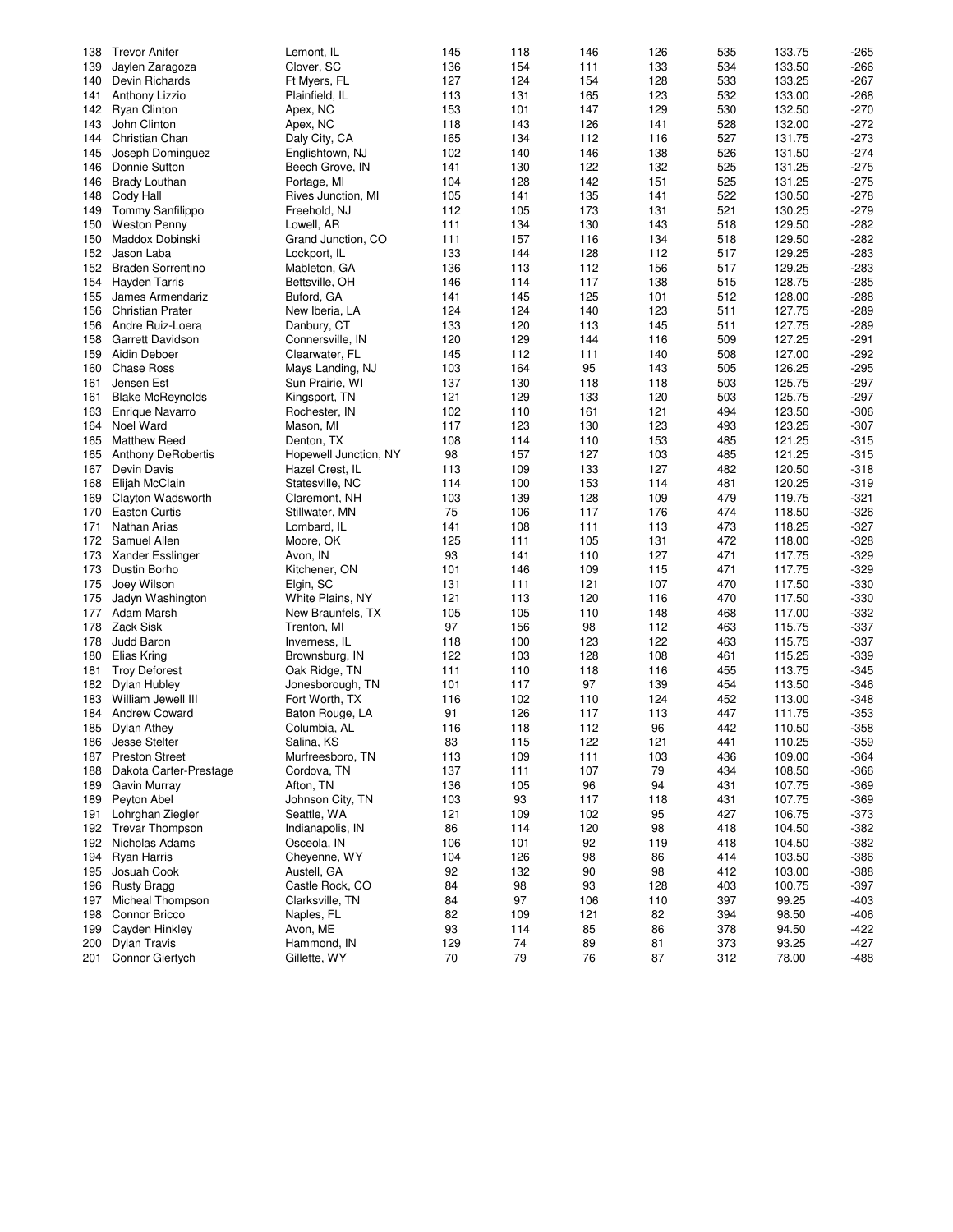| | | | | | | | | | |
|---|---|---|---|---|---|---|---|---|---|
| 138 | Trevor Anifer | Lemont, IL | 145 | 118 | 146 | 126 | 535 | 133.75 | -265 |
| 139 | Jaylen Zaragoza | Clover, SC | 136 | 154 | 111 | 133 | 534 | 133.50 | -266 |
| 140 | Devin Richards | Ft Myers, FL | 127 | 124 | 154 | 128 | 533 | 133.25 | -267 |
| 141 | Anthony Lizzio | Plainfield, IL | 113 | 131 | 165 | 123 | 532 | 133.00 | -268 |
| 142 | Ryan Clinton | Apex, NC | 153 | 101 | 147 | 129 | 530 | 132.50 | -270 |
| 143 | John Clinton | Apex, NC | 118 | 143 | 126 | 141 | 528 | 132.00 | -272 |
| 144 | Christian Chan | Daly City, CA | 165 | 134 | 112 | 116 | 527 | 131.75 | -273 |
| 145 | Joseph Dominguez | Englishtown, NJ | 102 | 140 | 146 | 138 | 526 | 131.50 | -274 |
| 146 | Donnie Sutton | Beech Grove, IN | 141 | 130 | 122 | 132 | 525 | 131.25 | -275 |
| 146 | Brady Louthan | Portage, MI | 104 | 128 | 142 | 151 | 525 | 131.25 | -275 |
| 148 | Cody Hall | Rives Junction, MI | 105 | 141 | 135 | 141 | 522 | 130.50 | -278 |
| 149 | Tommy Sanfilippo | Freehold, NJ | 112 | 105 | 173 | 131 | 521 | 130.25 | -279 |
| 150 | Weston Penny | Lowell, AR | 111 | 134 | 130 | 143 | 518 | 129.50 | -282 |
| 150 | Maddox Dobinski | Grand Junction, CO | 111 | 157 | 116 | 134 | 518 | 129.50 | -282 |
| 152 | Jason Laba | Lockport, IL | 133 | 144 | 128 | 112 | 517 | 129.25 | -283 |
| 152 | Braden Sorrentino | Mableton, GA | 136 | 113 | 112 | 156 | 517 | 129.25 | -283 |
| 154 | Hayden Tarris | Bettsville, OH | 146 | 114 | 117 | 138 | 515 | 128.75 | -285 |
| 155 | James Armendariz | Buford, GA | 141 | 145 | 125 | 101 | 512 | 128.00 | -288 |
| 156 | Christian Prater | New Iberia, LA | 124 | 124 | 140 | 123 | 511 | 127.75 | -289 |
| 156 | Andre Ruiz-Loera | Danbury, CT | 133 | 120 | 113 | 145 | 511 | 127.75 | -289 |
| 158 | Garrett Davidson | Connersville, IN | 120 | 129 | 144 | 116 | 509 | 127.25 | -291 |
| 159 | Aidin Deboer | Clearwater, FL | 145 | 112 | 111 | 140 | 508 | 127.00 | -292 |
| 160 | Chase Ross | Mays Landing, NJ | 103 | 164 | 95 | 143 | 505 | 126.25 | -295 |
| 161 | Jensen Est | Sun Prairie, WI | 137 | 130 | 118 | 118 | 503 | 125.75 | -297 |
| 161 | Blake McReynolds | Kingsport, TN | 121 | 129 | 133 | 120 | 503 | 125.75 | -297 |
| 163 | Enrique Navarro | Rochester, IN | 102 | 110 | 161 | 121 | 494 | 123.50 | -306 |
| 164 | Noel Ward | Mason, MI | 117 | 123 | 130 | 123 | 493 | 123.25 | -307 |
| 165 | Matthew Reed | Denton, TX | 108 | 114 | 110 | 153 | 485 | 121.25 | -315 |
| 165 | Anthony DeRobertis | Hopewell Junction, NY | 98 | 157 | 127 | 103 | 485 | 121.25 | -315 |
| 167 | Devin Davis | Hazel Crest, IL | 113 | 109 | 133 | 127 | 482 | 120.50 | -318 |
| 168 | Elijah McClain | Statesville, NC | 114 | 100 | 153 | 114 | 481 | 120.25 | -319 |
| 169 | Clayton Wadsworth | Claremont, NH | 103 | 139 | 128 | 109 | 479 | 119.75 | -321 |
| 170 | Easton Curtis | Stillwater, MN | 75 | 106 | 117 | 176 | 474 | 118.50 | -326 |
| 171 | Nathan Arias | Lombard, IL | 141 | 108 | 111 | 113 | 473 | 118.25 | -327 |
| 172 | Samuel Allen | Moore, OK | 125 | 111 | 105 | 131 | 472 | 118.00 | -328 |
| 173 | Xander Esslinger | Avon, IN | 93 | 141 | 110 | 127 | 471 | 117.75 | -329 |
| 173 | Dustin Borho | Kitchener, ON | 101 | 146 | 109 | 115 | 471 | 117.75 | -329 |
| 175 | Joey Wilson | Elgin, SC | 131 | 111 | 121 | 107 | 470 | 117.50 | -330 |
| 175 | Jadyn Washington | White Plains, NY | 121 | 113 | 120 | 116 | 470 | 117.50 | -330 |
| 177 | Adam Marsh | New Braunfels, TX | 105 | 105 | 110 | 148 | 468 | 117.00 | -332 |
| 178 | Zack Sisk | Trenton, MI | 97 | 156 | 98 | 112 | 463 | 115.75 | -337 |
| 178 | Judd Baron | Inverness, IL | 118 | 100 | 123 | 122 | 463 | 115.75 | -337 |
| 180 | Elias Kring | Brownsburg, IN | 122 | 103 | 128 | 108 | 461 | 115.25 | -339 |
| 181 | Troy Deforest | Oak Ridge, TN | 111 | 110 | 118 | 116 | 455 | 113.75 | -345 |
| 182 | Dylan Hubley | Jonesborough, TN | 101 | 117 | 97 | 139 | 454 | 113.50 | -346 |
| 183 | William Jewell III | Fort Worth, TX | 116 | 102 | 110 | 124 | 452 | 113.00 | -348 |
| 184 | Andrew Coward | Baton Rouge, LA | 91 | 126 | 117 | 113 | 447 | 111.75 | -353 |
| 185 | Dylan Athey | Columbia, AL | 116 | 118 | 112 | 96 | 442 | 110.50 | -358 |
| 186 | Jesse Stelter | Salina, KS | 83 | 115 | 122 | 121 | 441 | 110.25 | -359 |
| 187 | Preston Street | Murfreesboro, TN | 113 | 109 | 111 | 103 | 436 | 109.00 | -364 |
| 188 | Dakota Carter-Prestage | Cordova, TN | 137 | 111 | 107 | 79 | 434 | 108.50 | -366 |
| 189 | Gavin Murray | Afton, TN | 136 | 105 | 96 | 94 | 431 | 107.75 | -369 |
| 189 | Peyton Abel | Johnson City, TN | 103 | 93 | 117 | 118 | 431 | 107.75 | -369 |
| 191 | Lohrghan Ziegler | Seattle, WA | 121 | 109 | 102 | 95 | 427 | 106.75 | -373 |
| 192 | Trevar Thompson | Indianapolis, IN | 86 | 114 | 120 | 98 | 418 | 104.50 | -382 |
| 192 | Nicholas Adams | Osceola, IN | 106 | 101 | 92 | 119 | 418 | 104.50 | -382 |
| 194 | Ryan Harris | Cheyenne, WY | 104 | 126 | 98 | 86 | 414 | 103.50 | -386 |
| 195 | Josuah Cook | Austell, GA | 92 | 132 | 90 | 98 | 412 | 103.00 | -388 |
| 196 | Rusty Bragg | Castle Rock, CO | 84 | 98 | 93 | 128 | 403 | 100.75 | -397 |
| 197 | Micheal Thompson | Clarksville, TN | 84 | 97 | 106 | 110 | 397 | 99.25 | -403 |
| 198 | Connor Bricco | Naples, FL | 82 | 109 | 121 | 82 | 394 | 98.50 | -406 |
| 199 | Cayden Hinkley | Avon, ME | 93 | 114 | 85 | 86 | 378 | 94.50 | -422 |
| 200 | Dylan Travis | Hammond, IN | 129 | 74 | 89 | 81 | 373 | 93.25 | -427 |
| 201 | Connor Giertych | Gillette, WY | 70 | 79 | 76 | 87 | 312 | 78.00 | -488 |